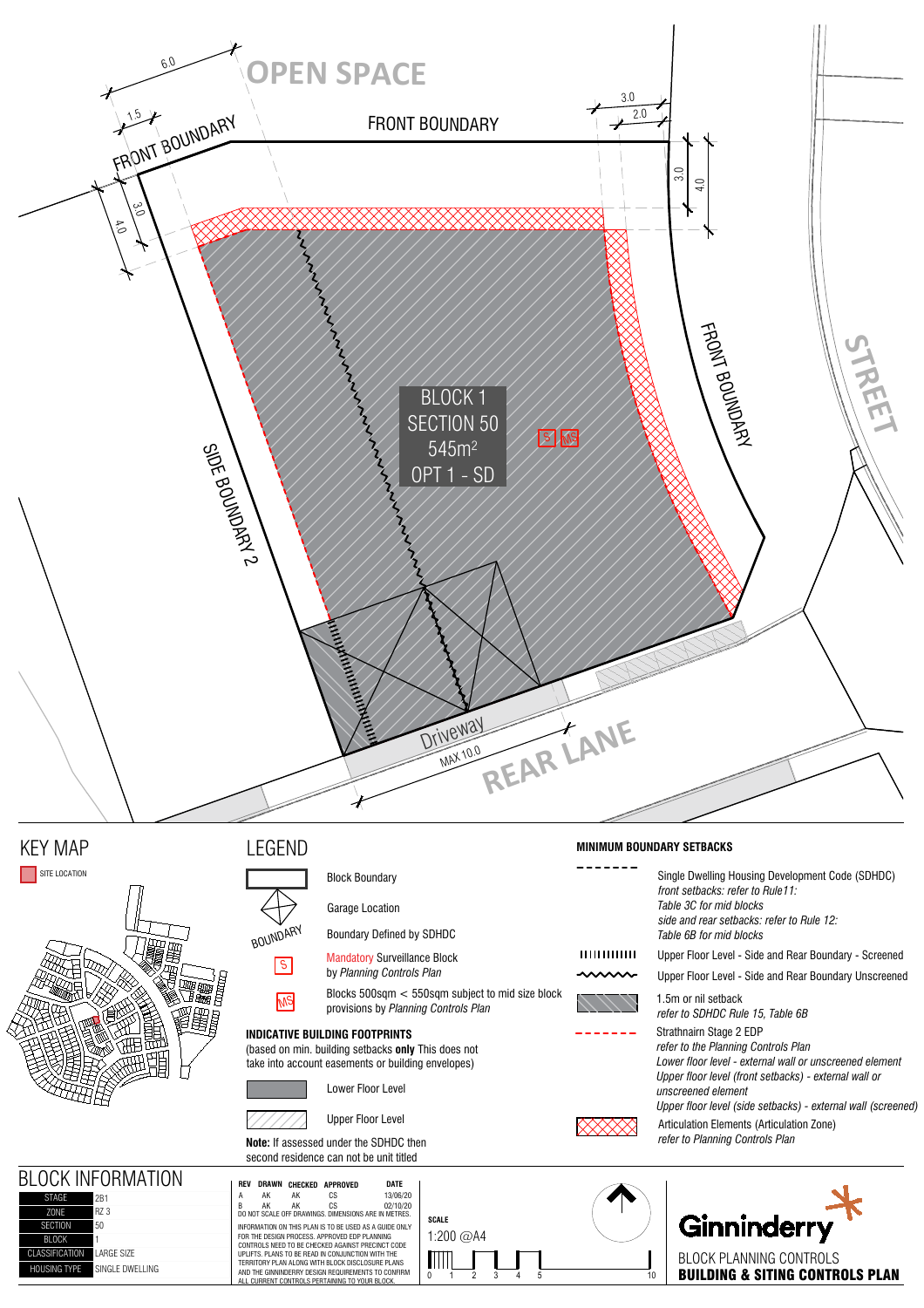OPEN SPACE

FRONT BOUNDARY

FRONT BOUNDARY

FRONT BOUNDARY

SIDE BOUNDARY 2

STREET

REAR LANE

BLOCK 1
SECTION 50
545m²
OPT 1 - SD

S MS

Driveway
MAX 10.0

6.0 1.5 3.0 4.0 3.0 2.0 3.0 4.0

## KEY MAP

SITE LOCATION

## LEGEND

- Block Boundary
- Garage Location
- BOUNDARY — Boundary Defined by SDHDC
- S — Mandatory Surveillance Block by *Planning Controls Plan*
- MS — Blocks 500sqm < 550sqm subject to mid size block provisions by *Planning Controls Plan*

### INDICATIVE BUILDING FOOTPRINTS

(based on min. building setbacks **only** This does not take into account easements or building envelopes)

- Lower Floor Level
- Upper Floor Level

**Note:** If assessed under the SDHDC then second residence can not be unit titled

### MINIMUM BOUNDARY SETBACKS

- Single Dwelling Housing Development Code (SDHDC) *front setbacks: refer to Rule11: Table 3C for mid blocks side and rear setbacks: refer to Rule 12: Table 6B for mid blocks*
- Upper Floor Level - Side and Rear Boundary - Screened
- Upper Floor Level - Side and Rear Boundary Unscreened
- 1.5m or nil setback *refer to SDHDC Rule 15, Table 6B*
- Strathnairn Stage 2 EDP *refer to the Planning Controls Plan Lower floor level - external wall or unscreened element Upper floor level (front setbacks) - external wall or unscreened element Upper floor level (side setbacks) - external wall (screened)*
- Articulation Elements (Articulation Zone) *refer to Planning Controls Plan*

## BLOCK INFORMATION

| | |
|---|---|
| STAGE | 2B1 |
| ZONE | RZ 3 |
| SECTION | 50 |
| BLOCK | 1 |
| CLASSIFICATION | LARGE SIZE |
| HOUSING TYPE | SINGLE DWELLING |

| REV | DRAWN | CHECKED | APPROVED | DATE |
|---|---|---|---|---|
| A | AK | AK | CS | 13/06/20 |
| B | AK | AK | CS | 02/10/20 |

DO NOT SCALE OFF DRAWINGS. DIMENSIONS ARE IN METRES.

INFORMATION ON THIS PLAN IS TO BE USED AS A GUIDE ONLY FOR THE DESIGN PROCESS. APPROVED EDP PLANNING CONTROLS NEED TO BE CHECKED AGAINST PRECINCT CODE UPLIFTS. PLANS TO BE READ IN CONJUNCTION WITH THE TERRITORY PLAN ALONG WITH BLOCK DISCLOSURE PLANS AND THE GINNINDERRY DESIGN REQUIREMENTS TO CONFIRM ALL CURRENT CONTROLS PERTAINING TO YOUR BLOCK.

SCALE
1:200 @A4
0 1 2 3 4 5 10

Ginninderry

BLOCK PLANNING CONTROLS
**BUILDING & SITING CONTROLS PLAN**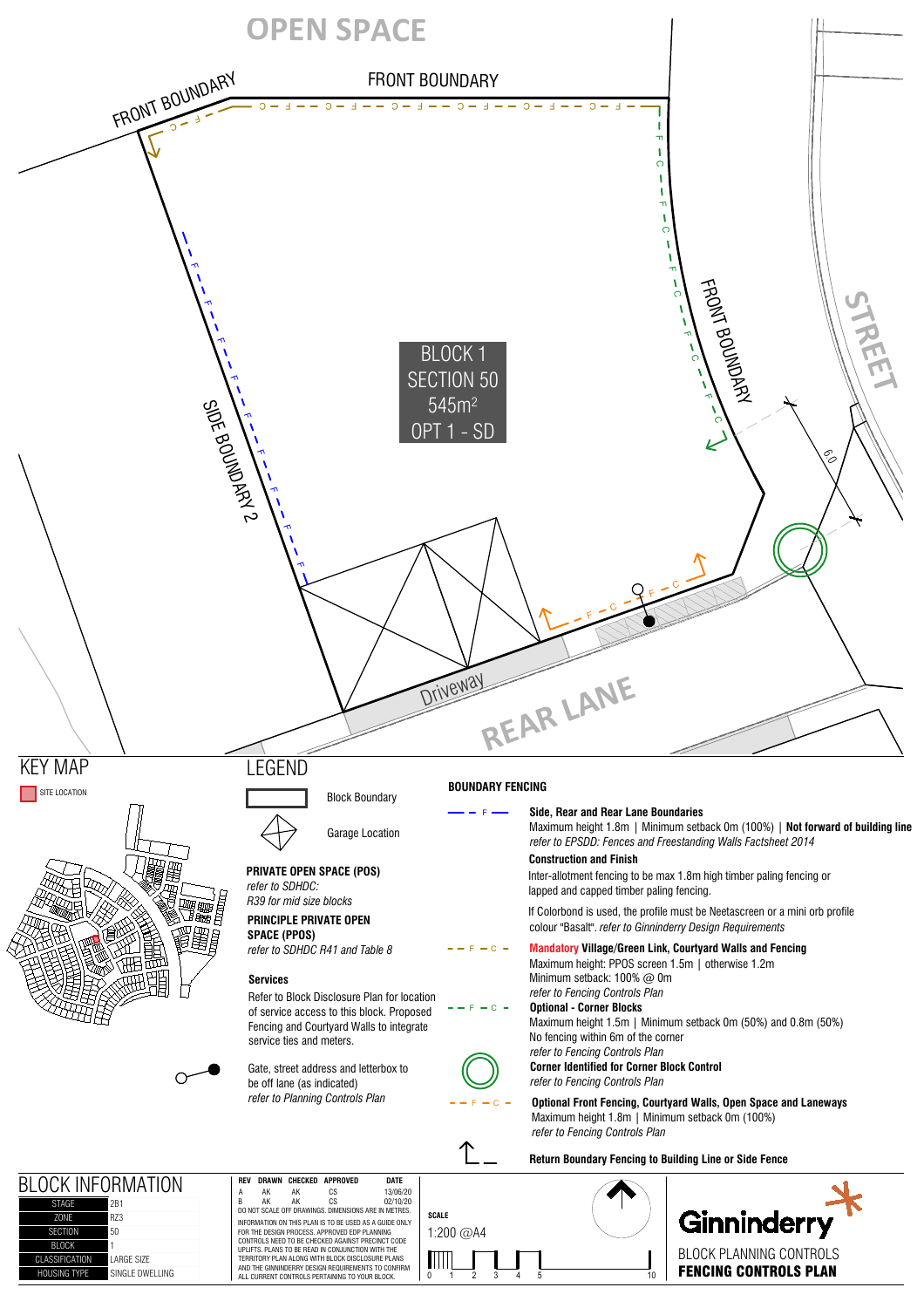OPEN SPACE

FRONT BOUNDARY

FRONT BOUNDARY

FRONT BOUNDARY

SIDE BOUNDARY 2

STREET

BLOCK 1
SECTION 50
545m²
OPT 1 - SD

6.0

Driveway

REAR LANE

## KEY MAP

SITE LOCATION

## LEGEND

Block Boundary

Garage Location

**PRIVATE OPEN SPACE (POS)**
*refer to SDHDC:*
*R39 for mid size blocks*

**PRINCIPLE PRIVATE OPEN SPACE (PPOS)**
*refer to SDHDC R41 and Table 8*

**Services**

Refer to Block Disclosure Plan for location of service access to this block. Proposed Fencing and Courtyard Walls to integrate service ties and meters.

Gate, street address and letterbox to be off lane (as indicated)
*refer to Planning Controls Plan*

### BOUNDARY FENCING

**Side, Rear and Rear Lane Boundaries**
Maximum height 1.8m | Minimum setback 0m (100%) | **Not forward of building line**
*refer to EPSDD: Fences and Freestanding Walls Factsheet 2014*

**Construction and Finish**
Inter-allotment fencing to be max 1.8m high timber paling fencing or lapped and capped timber paling fencing.

If Colorbond is used, the profile must be Neetascreen or a mini orb profile colour "Basalt". *refer to Ginninderry Design Requirements*

**Mandatory Village/Green Link, Courtyard Walls and Fencing**
Maximum height: PPOS screen 1.5m | otherwise 1.2m
Minimum setback: 100% @ 0m
*refer to Fencing Controls Plan*

**Optional - Corner Blocks**
Maximum height 1.5m | Minimum setback 0m (50%) and 0.8m (50%)
No fencing within 6m of the corner
*refer to Fencing Controls Plan*

**Corner Identified for Corner Block Control**
*refer to Fencing Controls Plan*

**Optional Front Fencing, Courtyard Walls, Open Space and Laneways**
Maximum height 1.8m | Minimum setback 0m (100%)
*refer to Fencing Controls Plan*

**Return Boundary Fencing to Building Line or Side Fence**

## BLOCK INFORMATION

| | |
|---|---|
| STAGE | 2B1 |
| ZONE | RZ3 |
| SECTION | 50 |
| BLOCK | 1 |
| CLASSIFICATION | LARGE SIZE |
| HOUSING TYPE | SINGLE DWELLING |

| REV | DRAWN | CHECKED | APPROVED | DATE |
|---|---|---|---|---|
| A | AK | AK | CS | 13/06/20 |
| B | AK | AK | CS | 02/10/20 |

DO NOT SCALE OFF DRAWINGS. DIMENSIONS ARE IN METRES.

INFORMATION ON THIS PLAN IS TO BE USED AS A GUIDE ONLY FOR THE DESIGN PROCESS. APPROVED EDP PLANNING CONTROLS NEED TO BE CHECKED AGAINST PRECINCT CODE UPLIFTS. PLANS TO BE READ IN CONJUNCTION WITH THE TERRITORY PLAN ALONG WITH BLOCK DISCLOSURE PLANS AND THE GINNINDERRY DESIGN REQUIREMENTS TO CONFIRM ALL CURRENT CONTROLS PERTAINING TO YOUR BLOCK.

SCALE
1:200 @A4

0 1 2 3 4 5 10

Ginninderry

BLOCK PLANNING CONTROLS
**FENCING CONTROLS PLAN**